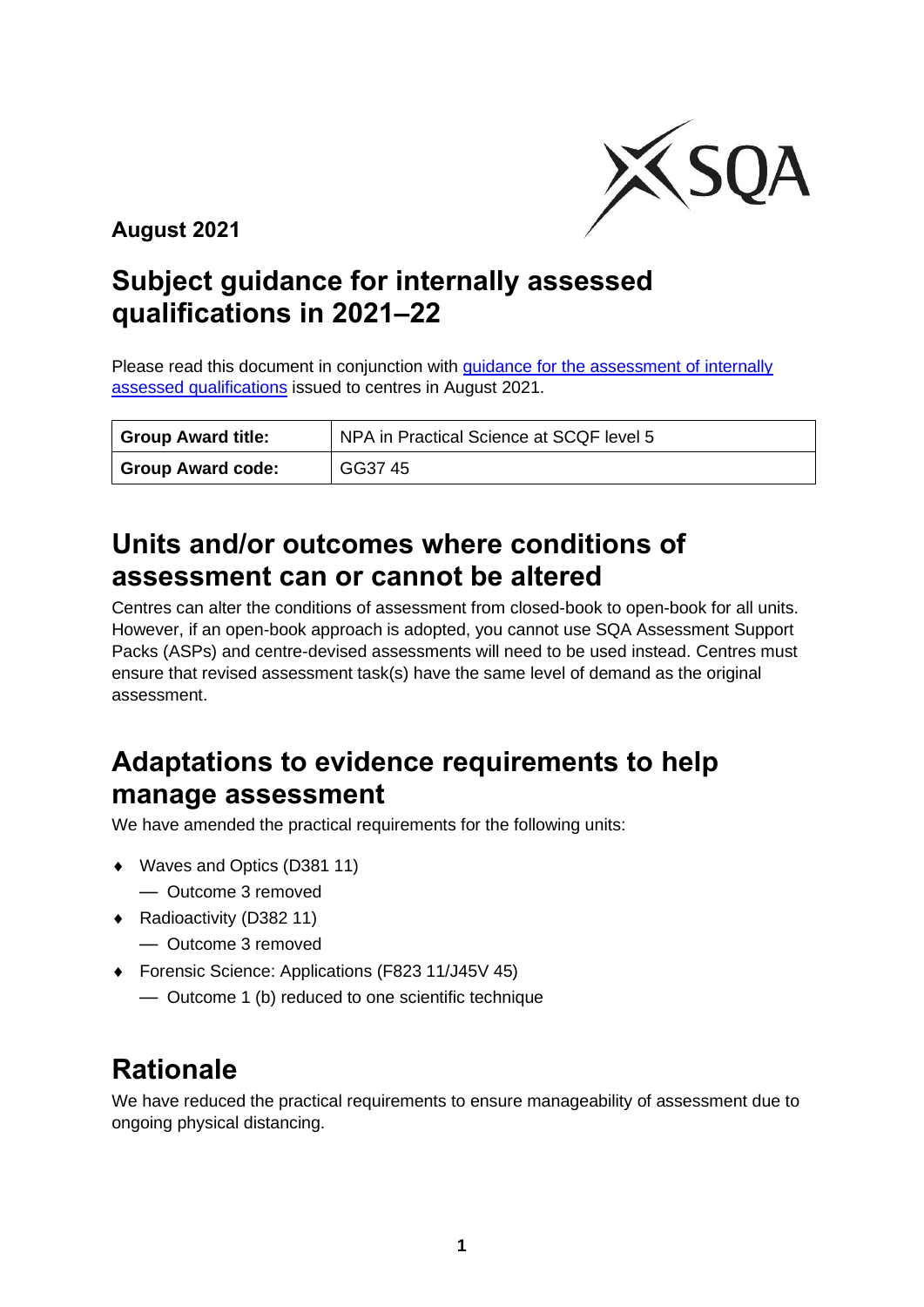**August 2021**

# Subject guidance for internally assessed qualifications in 2021–22

Please read this document in conjunction with [guidance for the assessment of internally assessed qualifications]() issued to centres in August 2021.

| **Group Award title:** | NPA in Practical Science at SCQF level 5 |
|---|---|
| **Group Award code:** | GG37 45 |

## Units and/or outcomes where conditions of assessment can or cannot be altered

Centres can alter the conditions of assessment from closed-book to open-book for all units. However, if an open-book approach is adopted, you cannot use SQA Assessment Support Packs (ASPs) and centre-devised assessments will need to be used instead. Centres must ensure that revised assessment task(s) have the same level of demand as the original assessment.

## Adaptations to evidence requirements to help manage assessment

We have amended the practical requirements for the following units:

- Waves and Optics (D381 11)
  - Outcome 3 removed
- Radioactivity (D382 11)
  - Outcome 3 removed
- Forensic Science: Applications (F823 11/J45V 45)
  - Outcome 1 (b) reduced to one scientific technique

## Rationale

We have reduced the practical requirements to ensure manageability of assessment due to ongoing physical distancing.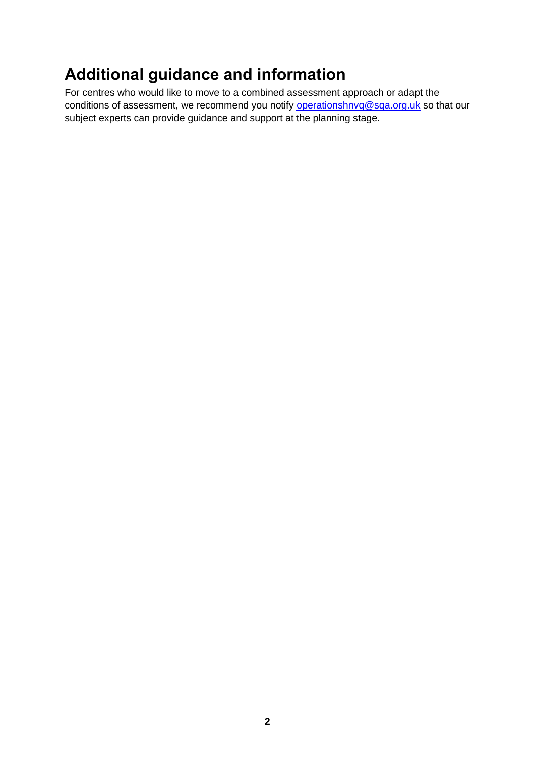## Additional guidance and information

For centres who would like to move to a combined assessment approach or adapt the conditions of assessment, we recommend you notify operationshnvq@sqa.org.uk so that our subject experts can provide guidance and support at the planning stage.